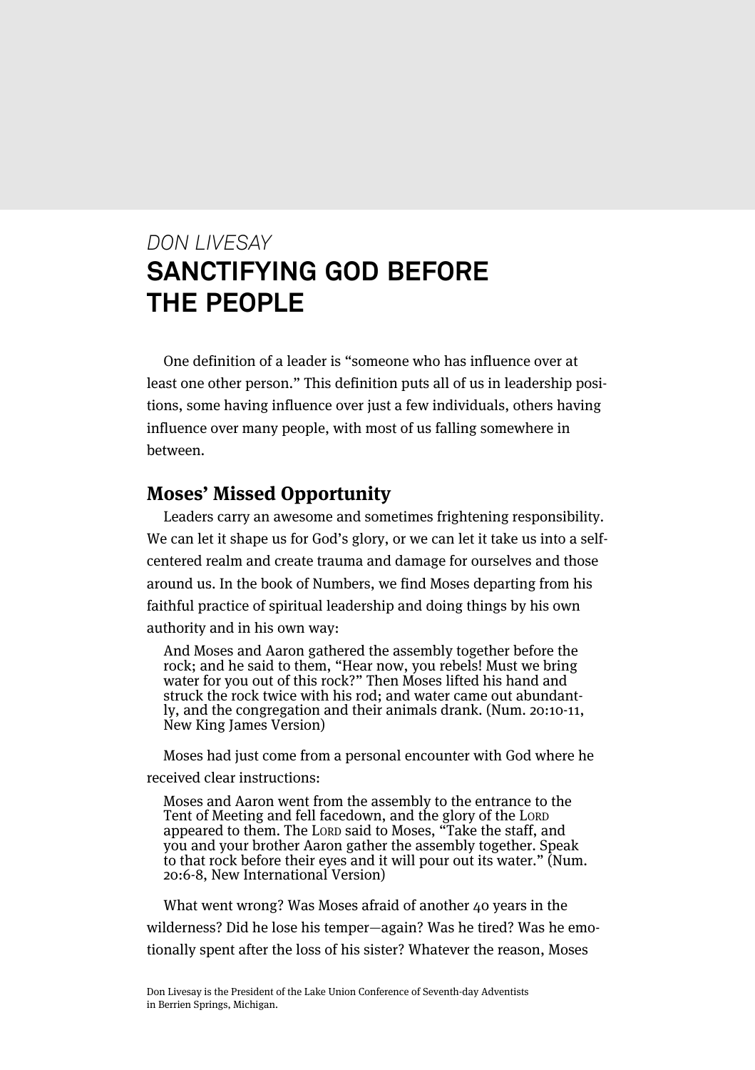*DON LIVESAY*

# SANCTIFYING GOD BEFORE THE PEOPLE

One definition of a leader is "someone who has influence over at least one other person." This definition puts all of us in leadership positions, some having influence over just a few individuals, others having influence over many people, with most of us falling somewhere in between.

## Moses' Missed Opportunity

Leaders carry an awesome and sometimes frightening responsibility. We can let it shape us for God's glory, or we can let it take us into a self-centered realm and create trauma and damage for ourselves and those around us. In the book of Numbers, we find Moses departing from his faithful practice of spiritual leadership and doing things by his own authority and in his own way:

> And Moses and Aaron gathered the assembly together before the rock; and he said to them, "Hear now, you rebels! Must we bring water for you out of this rock?" Then Moses lifted his hand and struck the rock twice with his rod; and water came out abundantly, and the congregation and their animals drank. (Num. 20:10-11, New King James Version)

Moses had just come from a personal encounter with God where he received clear instructions:

> Moses and Aaron went from the assembly to the entrance to the Tent of Meeting and fell facedown, and the glory of the LORD appeared to them. The LORD said to Moses, "Take the staff, and you and your brother Aaron gather the assembly together. Speak to that rock before their eyes and it will pour out its water." (Num. 20:6-8, New International Version)

What went wrong? Was Moses afraid of another 40 years in the wilderness? Did he lose his temper—again? Was he tired? Was he emotionally spent after the loss of his sister? Whatever the reason, Moses

Don Livesay is the President of the Lake Union Conference of Seventh-day Adventists in Berrien Springs, Michigan.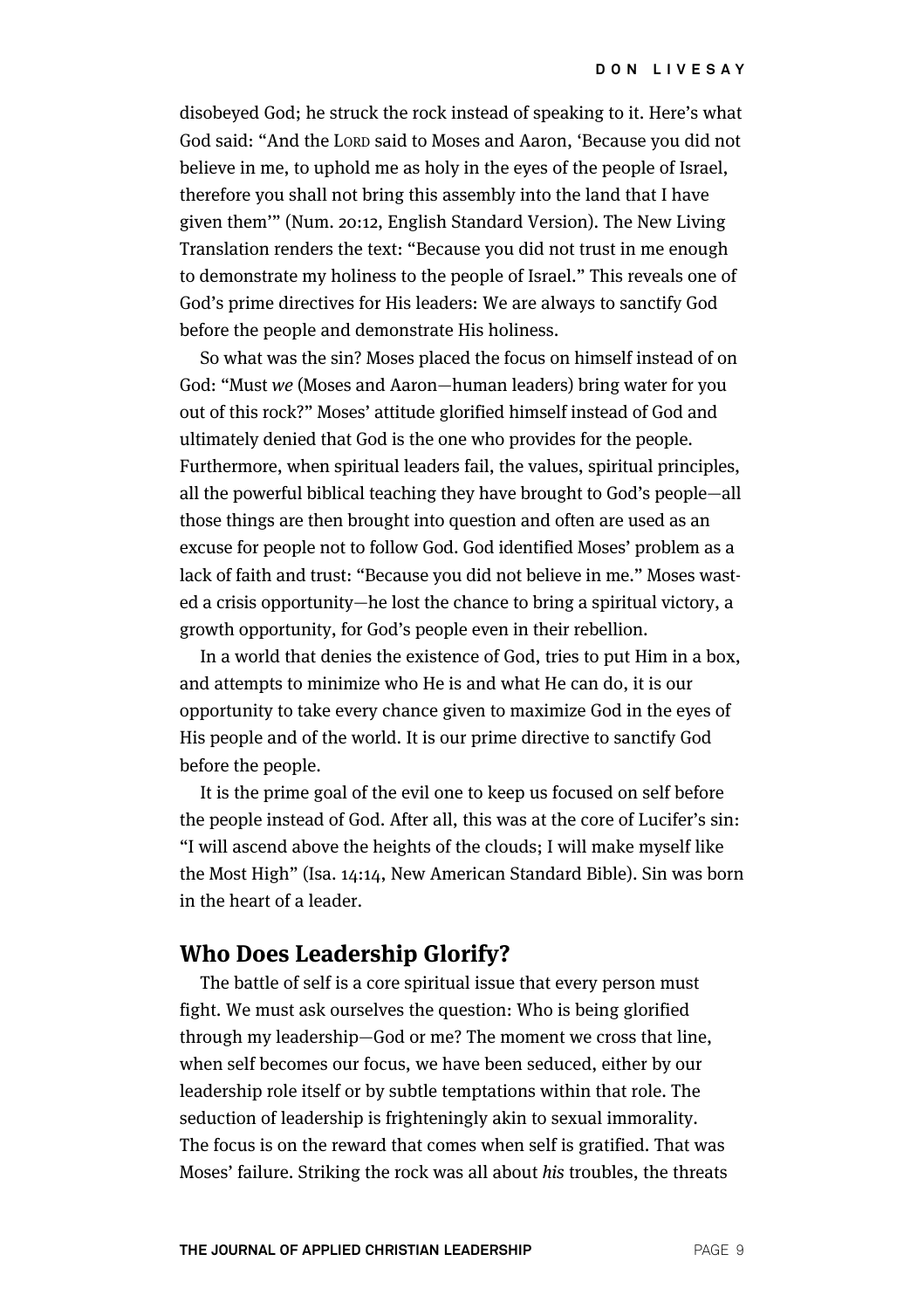disobeyed God; he struck the rock instead of speaking to it. Here's what God said: "And the LORD said to Moses and Aaron, 'Because you did not believe in me, to uphold me as holy in the eyes of the people of Israel, therefore you shall not bring this assembly into the land that I have given them'" (Num. 20:12, English Standard Version). The New Living Translation renders the text: "Because you did not trust in me enough to demonstrate my holiness to the people of Israel." This reveals one of God's prime directives for His leaders: We are always to sanctify God before the people and demonstrate His holiness.

So what was the sin? Moses placed the focus on himself instead of on God: "Must *we* (Moses and Aaron—human leaders) bring water for you out of this rock?" Moses' attitude glorified himself instead of God and ultimately denied that God is the one who provides for the people. Furthermore, when spiritual leaders fail, the values, spiritual principles, all the powerful biblical teaching they have brought to God's people—all those things are then brought into question and often are used as an excuse for people not to follow God. God identified Moses' problem as a lack of faith and trust: "Because you did not believe in me." Moses wasted a crisis opportunity—he lost the chance to bring a spiritual victory, a growth opportunity, for God's people even in their rebellion.

In a world that denies the existence of God, tries to put Him in a box, and attempts to minimize who He is and what He can do, it is our opportunity to take every chance given to maximize God in the eyes of His people and of the world. It is our prime directive to sanctify God before the people.

It is the prime goal of the evil one to keep us focused on self before the people instead of God. After all, this was at the core of Lucifer's sin: "I will ascend above the heights of the clouds; I will make myself like the Most High" (Isa. 14:14, New American Standard Bible). Sin was born in the heart of a leader.

## Who Does Leadership Glorify?

The battle of self is a core spiritual issue that every person must fight. We must ask ourselves the question: Who is being glorified through my leadership—God or me? The moment we cross that line, when self becomes our focus, we have been seduced, either by our leadership role itself or by subtle temptations within that role. The seduction of leadership is frighteningly akin to sexual immorality. The focus is on the reward that comes when self is gratified. That was Moses' failure. Striking the rock was all about *his* troubles, the threats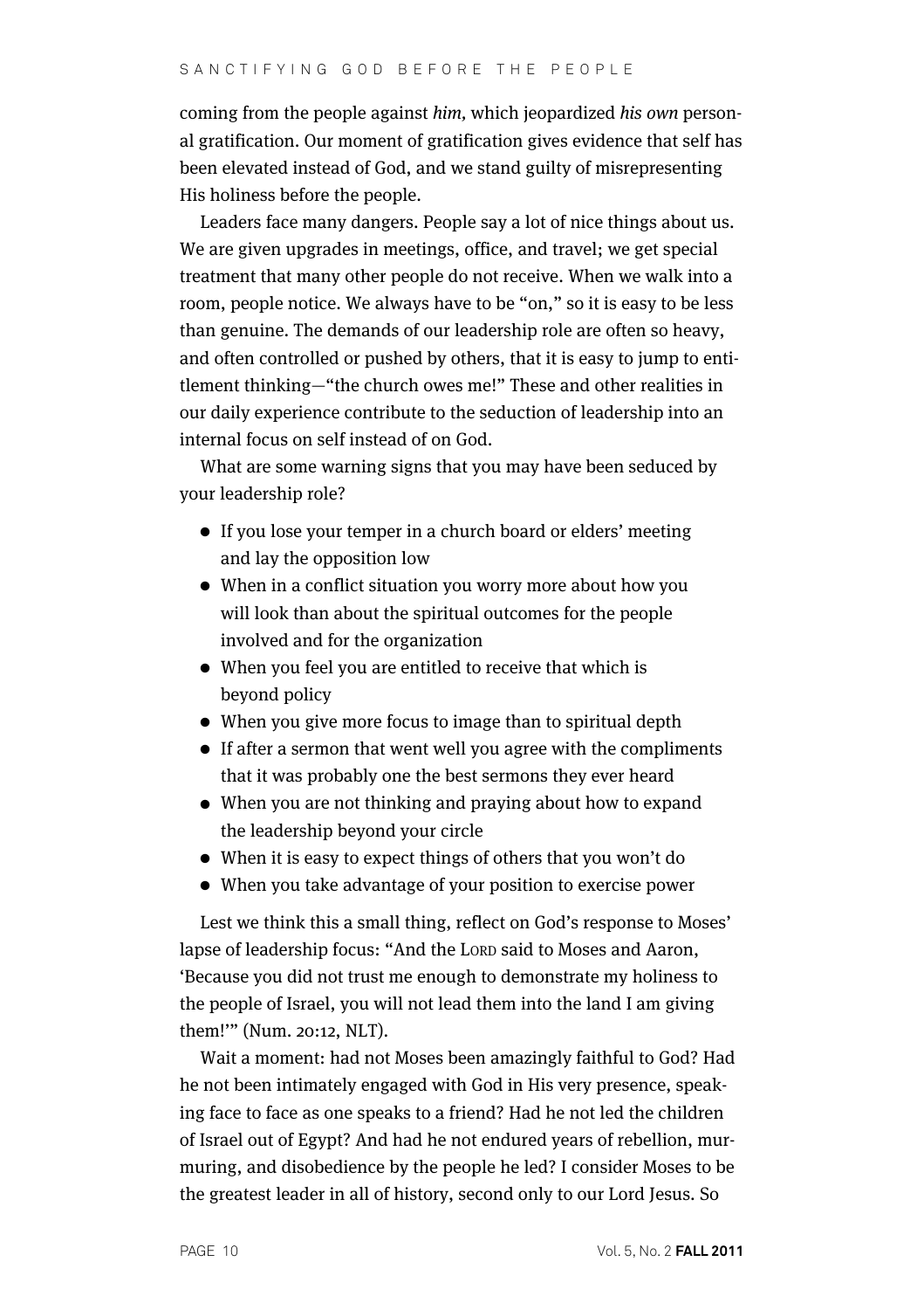coming from the people against *him*, which jeopardized *his own* personal gratification. Our moment of gratification gives evidence that self has been elevated instead of God, and we stand guilty of misrepresenting His holiness before the people.

Leaders face many dangers. People say a lot of nice things about us. We are given upgrades in meetings, office, and travel; we get special treatment that many other people do not receive. When we walk into a room, people notice. We always have to be "on," so it is easy to be less than genuine. The demands of our leadership role are often so heavy, and often controlled or pushed by others, that it is easy to jump to entitlement thinking—"the church owes me!" These and other realities in our daily experience contribute to the seduction of leadership into an internal focus on self instead of on God.

What are some warning signs that you may have been seduced by your leadership role?

- If you lose your temper in a church board or elders' meeting and lay the opposition low
- When in a conflict situation you worry more about how you will look than about the spiritual outcomes for the people involved and for the organization
- When you feel you are entitled to receive that which is beyond policy
- When you give more focus to image than to spiritual depth
- If after a sermon that went well you agree with the compliments that it was probably one the best sermons they ever heard
- When you are not thinking and praying about how to expand the leadership beyond your circle
- When it is easy to expect things of others that you won't do
- When you take advantage of your position to exercise power

Lest we think this a small thing, reflect on God's response to Moses' lapse of leadership focus: "And the LORD said to Moses and Aaron, 'Because you did not trust me enough to demonstrate my holiness to the people of Israel, you will not lead them into the land I am giving them!'" (Num. 20:12, NLT).

Wait a moment: had not Moses been amazingly faithful to God? Had he not been intimately engaged with God in His very presence, speaking face to face as one speaks to a friend? Had he not led the children of Israel out of Egypt? And had he not endured years of rebellion, murmuring, and disobedience by the people he led? I consider Moses to be the greatest leader in all of history, second only to our Lord Jesus. So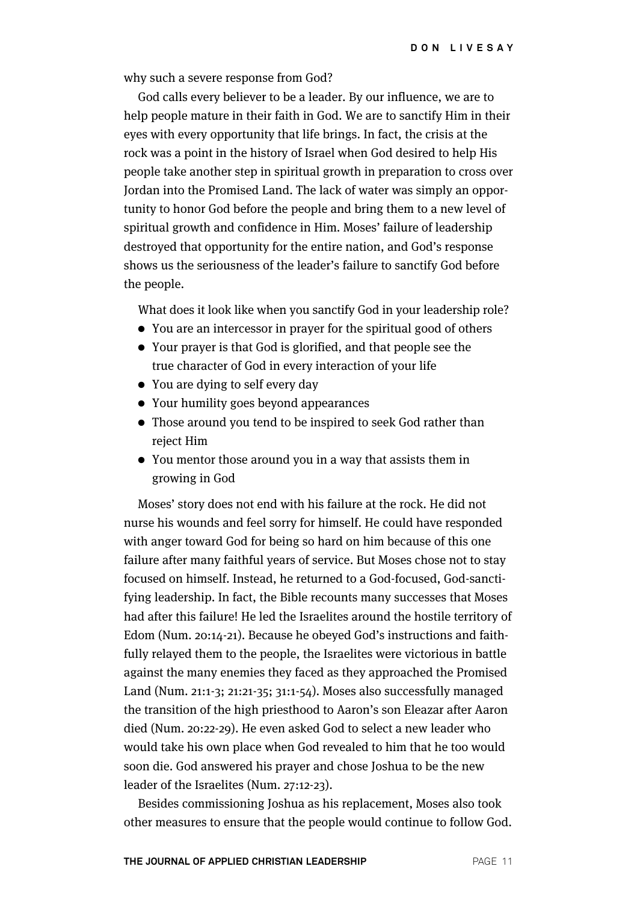why such a severe response from God?

God calls every believer to be a leader. By our influence, we are to help people mature in their faith in God. We are to sanctify Him in their eyes with every opportunity that life brings. In fact, the crisis at the rock was a point in the history of Israel when God desired to help His people take another step in spiritual growth in preparation to cross over Jordan into the Promised Land. The lack of water was simply an opportunity to honor God before the people and bring them to a new level of spiritual growth and confidence in Him. Moses' failure of leadership destroyed that opportunity for the entire nation, and God's response shows us the seriousness of the leader's failure to sanctify God before the people.

What does it look like when you sanctify God in your leadership role?

- You are an intercessor in prayer for the spiritual good of others
- Your prayer is that God is glorified, and that people see the true character of God in every interaction of your life
- You are dying to self every day
- Your humility goes beyond appearances
- Those around you tend to be inspired to seek God rather than reject Him
- You mentor those around you in a way that assists them in growing in God

Moses' story does not end with his failure at the rock. He did not nurse his wounds and feel sorry for himself. He could have responded with anger toward God for being so hard on him because of this one failure after many faithful years of service. But Moses chose not to stay focused on himself. Instead, he returned to a God-focused, God-sanctifying leadership. In fact, the Bible recounts many successes that Moses had after this failure! He led the Israelites around the hostile territory of Edom (Num. 20:14-21). Because he obeyed God's instructions and faithfully relayed them to the people, the Israelites were victorious in battle against the many enemies they faced as they approached the Promised Land (Num. 21:1-3; 21:21-35; 31:1-54). Moses also successfully managed the transition of the high priesthood to Aaron's son Eleazar after Aaron died (Num. 20:22-29). He even asked God to select a new leader who would take his own place when God revealed to him that he too would soon die. God answered his prayer and chose Joshua to be the new leader of the Israelites (Num. 27:12-23).

Besides commissioning Joshua as his replacement, Moses also took other measures to ensure that the people would continue to follow God.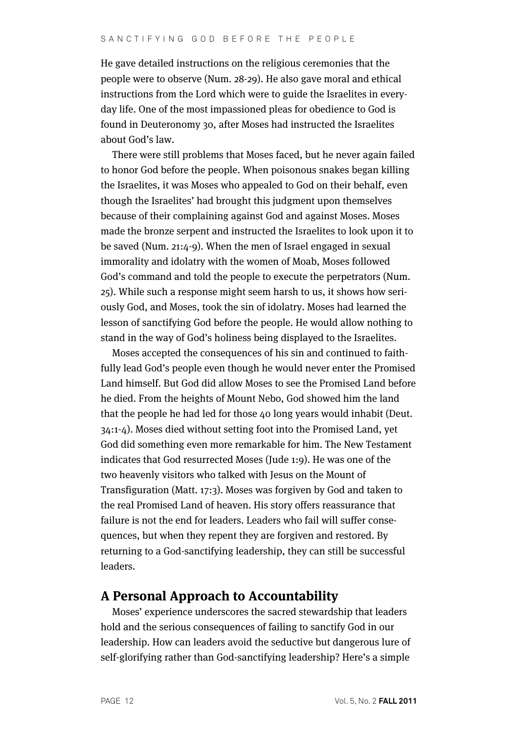He gave detailed instructions on the religious ceremonies that the people were to observe (Num. 28-29). He also gave moral and ethical instructions from the Lord which were to guide the Israelites in everyday life. One of the most impassioned pleas for obedience to God is found in Deuteronomy 30, after Moses had instructed the Israelites about God's law.

There were still problems that Moses faced, but he never again failed to honor God before the people. When poisonous snakes began killing the Israelites, it was Moses who appealed to God on their behalf, even though the Israelites' had brought this judgment upon themselves because of their complaining against God and against Moses. Moses made the bronze serpent and instructed the Israelites to look upon it to be saved (Num. 21:4-9). When the men of Israel engaged in sexual immorality and idolatry with the women of Moab, Moses followed God's command and told the people to execute the perpetrators (Num. 25). While such a response might seem harsh to us, it shows how seriously God, and Moses, took the sin of idolatry. Moses had learned the lesson of sanctifying God before the people. He would allow nothing to stand in the way of God's holiness being displayed to the Israelites.

Moses accepted the consequences of his sin and continued to faithfully lead God's people even though he would never enter the Promised Land himself. But God did allow Moses to see the Promised Land before he died. From the heights of Mount Nebo, God showed him the land that the people he had led for those 40 long years would inhabit (Deut. 34:1-4). Moses died without setting foot into the Promised Land, yet God did something even more remarkable for him. The New Testament indicates that God resurrected Moses (Jude 1:9). He was one of the two heavenly visitors who talked with Jesus on the Mount of Transfiguration (Matt. 17:3). Moses was forgiven by God and taken to the real Promised Land of heaven. His story offers reassurance that failure is not the end for leaders. Leaders who fail will suffer consequences, but when they repent they are forgiven and restored. By returning to a God-sanctifying leadership, they can still be successful leaders.

## A Personal Approach to Accountability

Moses' experience underscores the sacred stewardship that leaders hold and the serious consequences of failing to sanctify God in our leadership. How can leaders avoid the seductive but dangerous lure of self-glorifying rather than God-sanctifying leadership? Here's a simple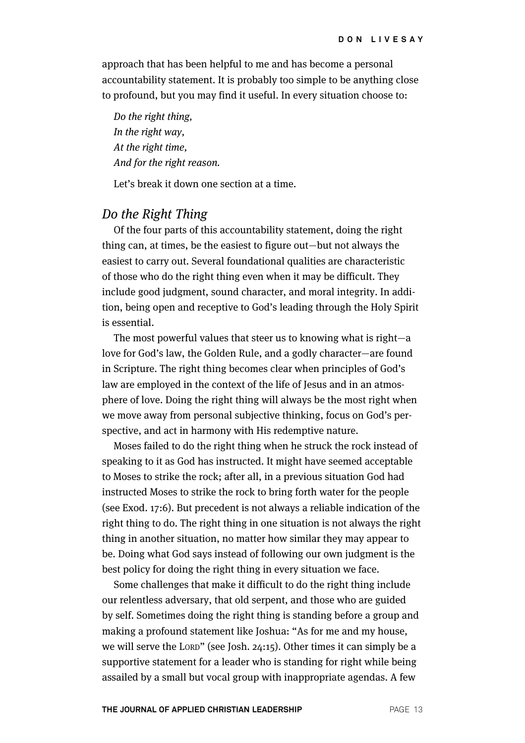approach that has been helpful to me and has become a personal accountability statement. It is probably too simple to be anything close to profound, but you may find it useful. In every situation choose to:

*Do the right thing,*
*In the right way,*
*At the right time,*
*And for the right reason.*

Let's break it down one section at a time.

## *Do the Right Thing*

Of the four parts of this accountability statement, doing the right thing can, at times, be the easiest to figure out—but not always the easiest to carry out. Several foundational qualities are characteristic of those who do the right thing even when it may be difficult. They include good judgment, sound character, and moral integrity. In addition, being open and receptive to God's leading through the Holy Spirit is essential.

The most powerful values that steer us to knowing what is right—a love for God's law, the Golden Rule, and a godly character—are found in Scripture. The right thing becomes clear when principles of God's law are employed in the context of the life of Jesus and in an atmosphere of love. Doing the right thing will always be the most right when we move away from personal subjective thinking, focus on God's perspective, and act in harmony with His redemptive nature.

Moses failed to do the right thing when he struck the rock instead of speaking to it as God has instructed. It might have seemed acceptable to Moses to strike the rock; after all, in a previous situation God had instructed Moses to strike the rock to bring forth water for the people (see Exod. 17:6). But precedent is not always a reliable indication of the right thing to do. The right thing in one situation is not always the right thing in another situation, no matter how similar they may appear to be. Doing what God says instead of following our own judgment is the best policy for doing the right thing in every situation we face.

Some challenges that make it difficult to do the right thing include our relentless adversary, that old serpent, and those who are guided by self. Sometimes doing the right thing is standing before a group and making a profound statement like Joshua: "As for me and my house, we will serve the LORD" (see Josh. 24:15). Other times it can simply be a supportive statement for a leader who is standing for right while being assailed by a small but vocal group with inappropriate agendas. A few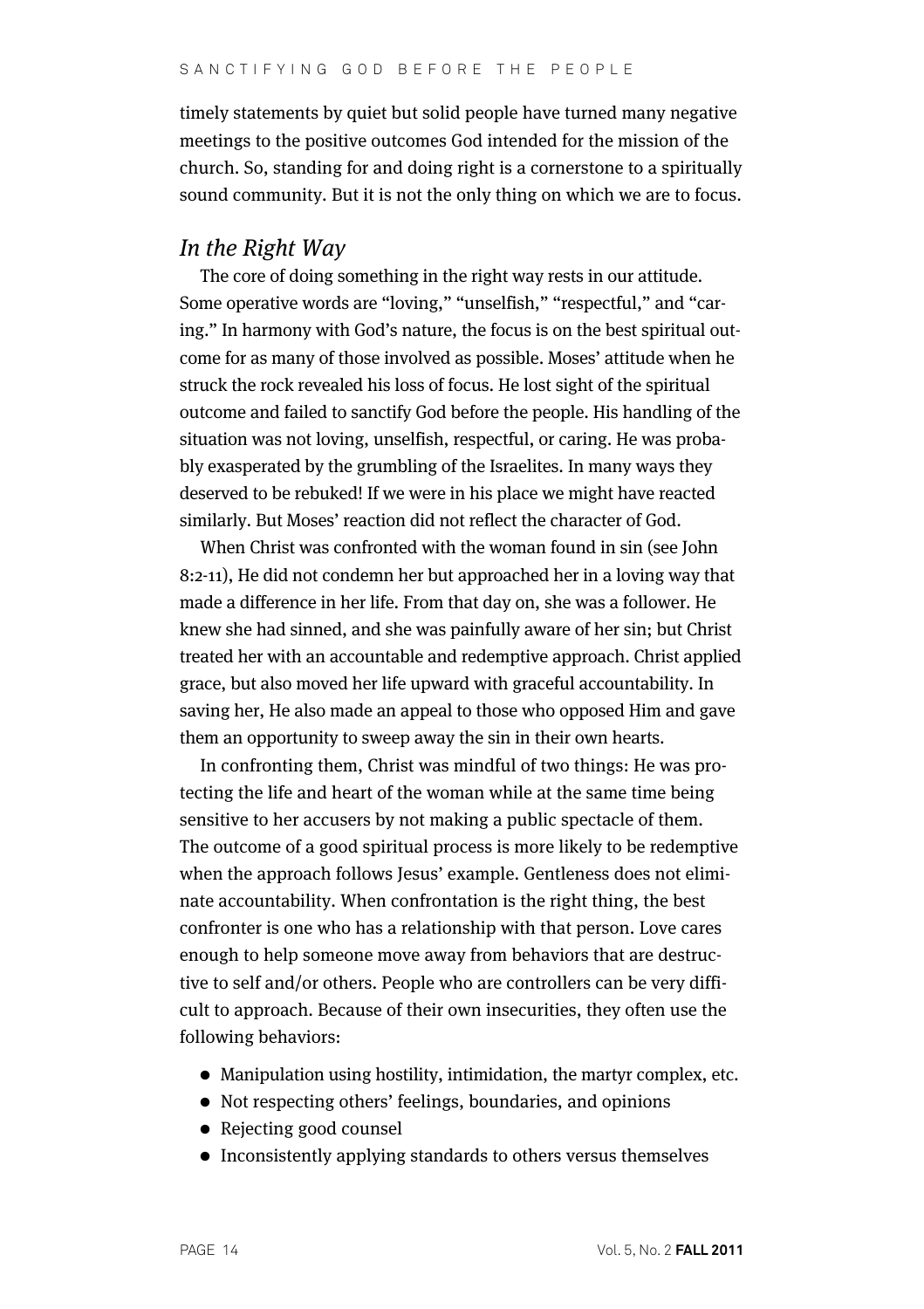timely statements by quiet but solid people have turned many negative meetings to the positive outcomes God intended for the mission of the church. So, standing for and doing right is a cornerstone to a spiritually sound community. But it is not the only thing on which we are to focus.

## *In the Right Way*

The core of doing something in the right way rests in our attitude. Some operative words are "loving," "unselfish," "respectful," and "caring." In harmony with God's nature, the focus is on the best spiritual outcome for as many of those involved as possible. Moses' attitude when he struck the rock revealed his loss of focus. He lost sight of the spiritual outcome and failed to sanctify God before the people. His handling of the situation was not loving, unselfish, respectful, or caring. He was probably exasperated by the grumbling of the Israelites. In many ways they deserved to be rebuked! If we were in his place we might have reacted similarly. But Moses' reaction did not reflect the character of God.

When Christ was confronted with the woman found in sin (see John 8:2-11), He did not condemn her but approached her in a loving way that made a difference in her life. From that day on, she was a follower. He knew she had sinned, and she was painfully aware of her sin; but Christ treated her with an accountable and redemptive approach. Christ applied grace, but also moved her life upward with graceful accountability. In saving her, He also made an appeal to those who opposed Him and gave them an opportunity to sweep away the sin in their own hearts.

In confronting them, Christ was mindful of two things: He was protecting the life and heart of the woman while at the same time being sensitive to her accusers by not making a public spectacle of them. The outcome of a good spiritual process is more likely to be redemptive when the approach follows Jesus' example. Gentleness does not eliminate accountability. When confrontation is the right thing, the best confronter is one who has a relationship with that person. Love cares enough to help someone move away from behaviors that are destructive to self and/or others. People who are controllers can be very difficult to approach. Because of their own insecurities, they often use the following behaviors:

- Manipulation using hostility, intimidation, the martyr complex, etc.
- Not respecting others' feelings, boundaries, and opinions
- Rejecting good counsel
- Inconsistently applying standards to others versus themselves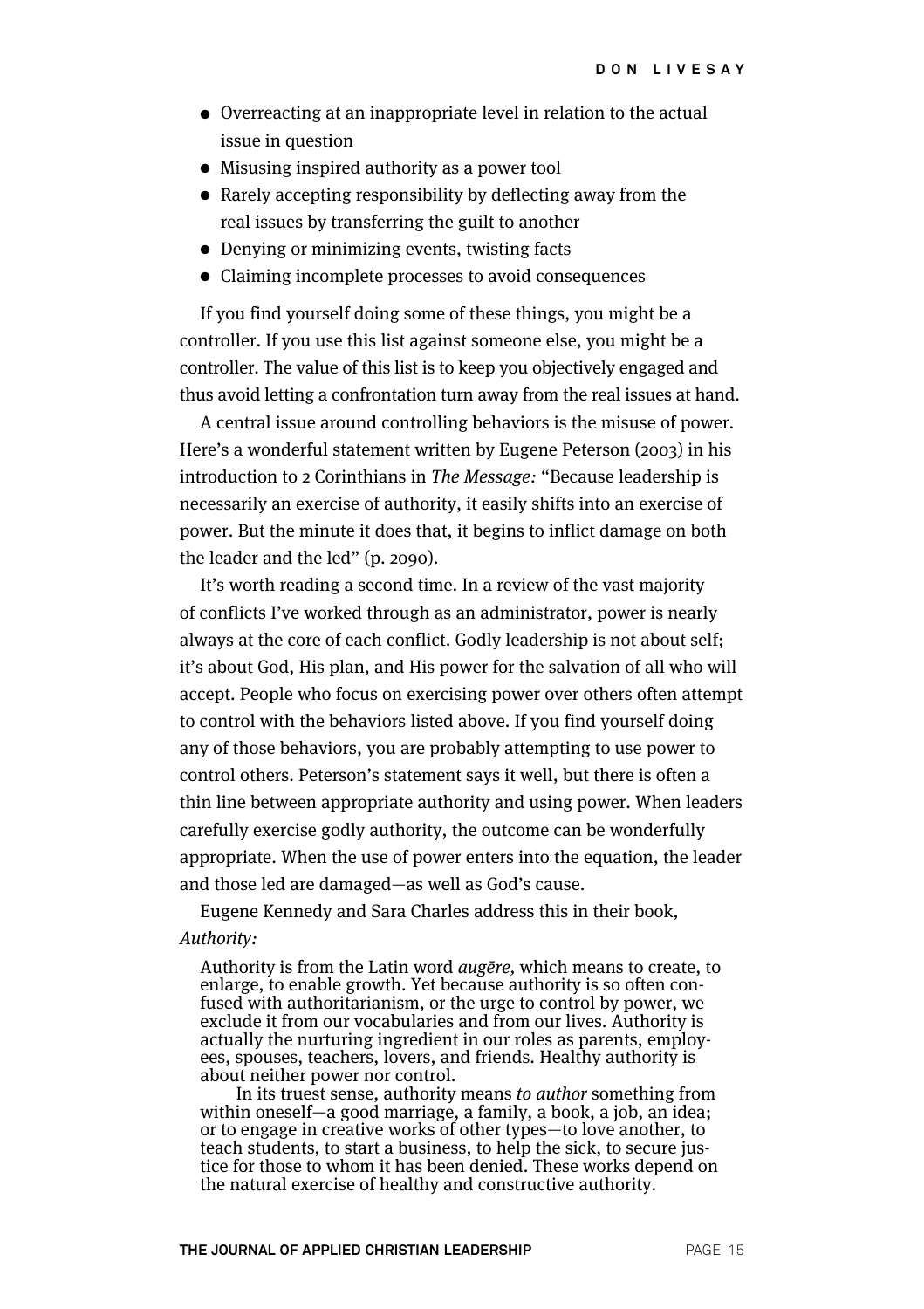- Overreacting at an inappropriate level in relation to the actual issue in question
- Misusing inspired authority as a power tool
- Rarely accepting responsibility by deflecting away from the real issues by transferring the guilt to another
- Denying or minimizing events, twisting facts
- Claiming incomplete processes to avoid consequences

If you find yourself doing some of these things, you might be a controller. If you use this list against someone else, you might be a controller. The value of this list is to keep you objectively engaged and thus avoid letting a confrontation turn away from the real issues at hand.

A central issue around controlling behaviors is the misuse of power. Here's a wonderful statement written by Eugene Peterson (2003) in his introduction to 2 Corinthians in *The Message:* "Because leadership is necessarily an exercise of authority, it easily shifts into an exercise of power. But the minute it does that, it begins to inflict damage on both the leader and the led" (p. 2090).

It's worth reading a second time. In a review of the vast majority of conflicts I've worked through as an administrator, power is nearly always at the core of each conflict. Godly leadership is not about self; it's about God, His plan, and His power for the salvation of all who will accept. People who focus on exercising power over others often attempt to control with the behaviors listed above. If you find yourself doing any of those behaviors, you are probably attempting to use power to control others. Peterson's statement says it well, but there is often a thin line between appropriate authority and using power. When leaders carefully exercise godly authority, the outcome can be wonderfully appropriate. When the use of power enters into the equation, the leader and those led are damaged—as well as God's cause.

Eugene Kennedy and Sara Charles address this in their book, *Authority:*

> Authority is from the Latin word *augēre,* which means to create, to enlarge, to enable growth. Yet because authority is so often confused with authoritarianism, or the urge to control by power, we exclude it from our vocabularies and from our lives. Authority is actually the nurturing ingredient in our roles as parents, employees, spouses, teachers, lovers, and friends. Healthy authority is about neither power nor control.
>
> In its truest sense, authority means *to author* something from within oneself—a good marriage, a family, a book, a job, an idea; or to engage in creative works of other types—to love another, to teach students, to start a business, to help the sick, to secure justice for those to whom it has been denied. These works depend on the natural exercise of healthy and constructive authority.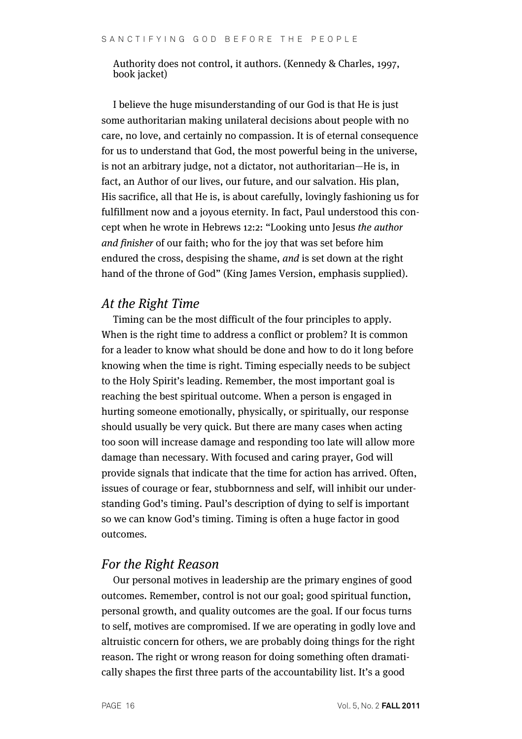Authority does not control, it authors. (Kennedy & Charles, 1997, book jacket)

I believe the huge misunderstanding of our God is that He is just some authoritarian making unilateral decisions about people with no care, no love, and certainly no compassion. It is of eternal consequence for us to understand that God, the most powerful being in the universe, is not an arbitrary judge, not a dictator, not authoritarian—He is, in fact, an Author of our lives, our future, and our salvation. His plan, His sacrifice, all that He is, is about carefully, lovingly fashioning us for fulfillment now and a joyous eternity. In fact, Paul understood this concept when he wrote in Hebrews 12:2: "Looking unto Jesus *the author and finisher* of our faith; who for the joy that was set before him endured the cross, despising the shame, *and* is set down at the right hand of the throne of God" (King James Version, emphasis supplied).

## *At the Right Time*

Timing can be the most difficult of the four principles to apply. When is the right time to address a conflict or problem? It is common for a leader to know what should be done and how to do it long before knowing when the time is right. Timing especially needs to be subject to the Holy Spirit's leading. Remember, the most important goal is reaching the best spiritual outcome. When a person is engaged in hurting someone emotionally, physically, or spiritually, our response should usually be very quick. But there are many cases when acting too soon will increase damage and responding too late will allow more damage than necessary. With focused and caring prayer, God will provide signals that indicate that the time for action has arrived. Often, issues of courage or fear, stubbornness and self, will inhibit our understanding God's timing. Paul's description of dying to self is important so we can know God's timing. Timing is often a huge factor in good outcomes.

## *For the Right Reason*

Our personal motives in leadership are the primary engines of good outcomes. Remember, control is not our goal; good spiritual function, personal growth, and quality outcomes are the goal. If our focus turns to self, motives are compromised. If we are operating in godly love and altruistic concern for others, we are probably doing things for the right reason. The right or wrong reason for doing something often dramatically shapes the first three parts of the accountability list. It's a good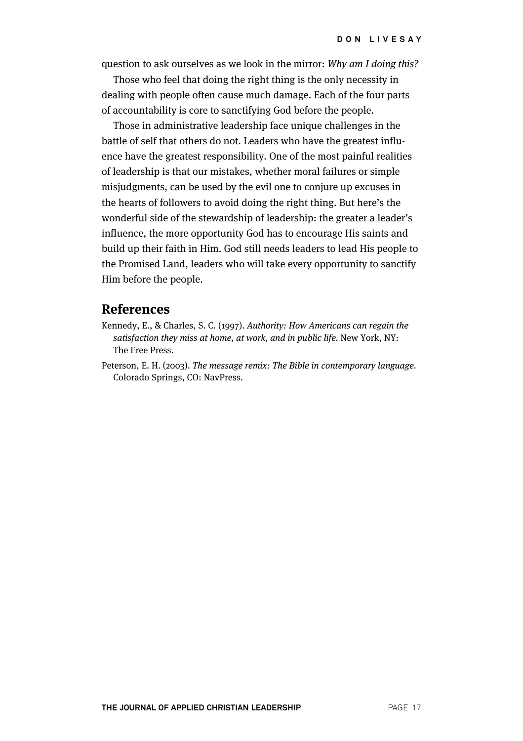question to ask ourselves as we look in the mirror: *Why am I doing this?*

Those who feel that doing the right thing is the only necessity in dealing with people often cause much damage. Each of the four parts of accountability is core to sanctifying God before the people.

Those in administrative leadership face unique challenges in the battle of self that others do not. Leaders who have the greatest influence have the greatest responsibility. One of the most painful realities of leadership is that our mistakes, whether moral failures or simple misjudgments, can be used by the evil one to conjure up excuses in the hearts of followers to avoid doing the right thing. But here's the wonderful side of the stewardship of leadership: the greater a leader's influence, the more opportunity God has to encourage His saints and build up their faith in Him. God still needs leaders to lead His people to the Promised Land, leaders who will take every opportunity to sanctify Him before the people.

## References

Kennedy, E., & Charles, S. C. (1997). *Authority: How Americans can regain the satisfaction they miss at home, at work, and in public life.* New York, NY: The Free Press.

Peterson, E. H. (2003). *The message remix: The Bible in contemporary language.* Colorado Springs, CO: NavPress.